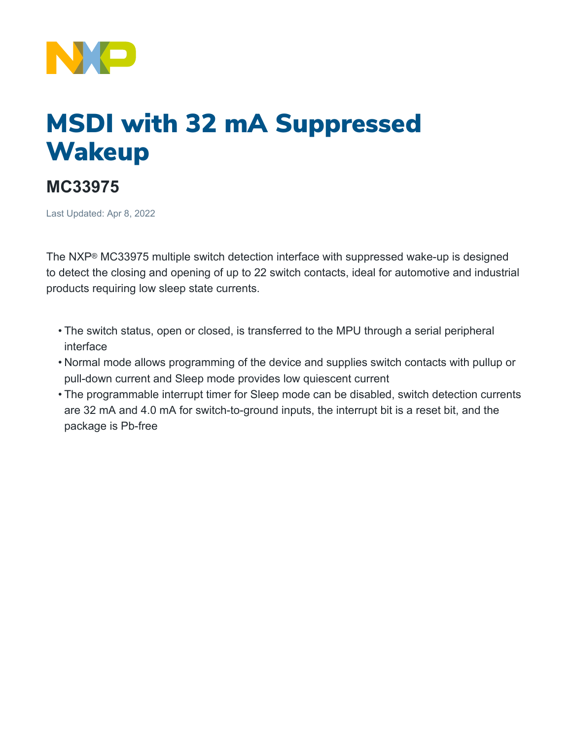# MSDI with 32 mA Suppressed Wakeup

## MC33975

Last Updated: Apr 8, 2022

The NXP® MC33975 multiple switch detection interface with suppressed wake-up is designed to detect the closing and opening of up to 22 switch contacts, ideal for automotive and industrial products requiring low sleep state currents.

- The switch status, open or closed, is transferred to the MPU through a serial peripheral interface
- Normal mode allows programming of the device and supplies switch contacts with pullup or pull-down current and Sleep mode provides low quiescent current
- The programmable interrupt timer for Sleep mode can be disabled, switch detection currents are 32 mA and 4.0 mA for switch-to-ground inputs, the interrupt bit is a reset bit, and the package is Pb-free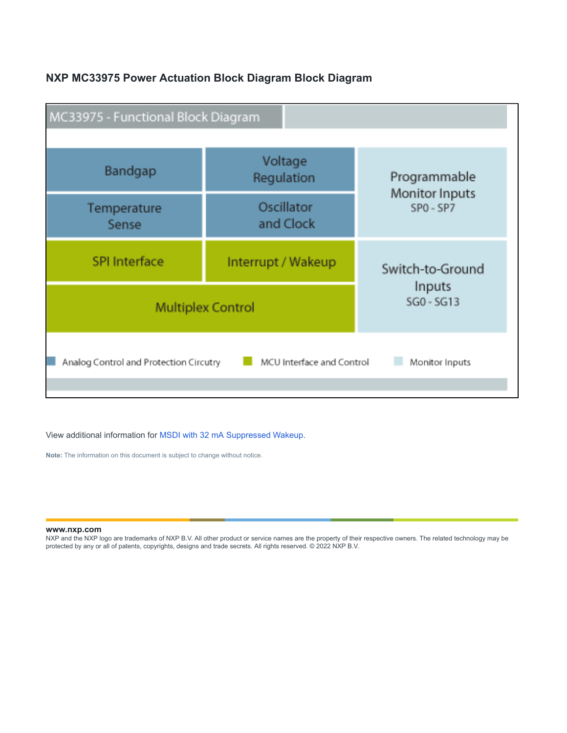## NXP MC33975 Power Actuation Block Diagram Block Diagram

MC33975 - Functional Block Diagram

Bandgap

Voltage Regulation

Programmable Monitor Inputs SP0 - SP7

Temperature Sense

Oscillator and Clock

SPI Interface

Interrupt / Wakeup

Switch-to-Ground Inputs SG0 - SG13

Multiplex Control

Analog Control and Protection Circutry

MCU Interface and Control

Monitor Inputs

View additional information for MSDI with 32 mA Suppressed Wakeup.

**Note:** The information on this document is subject to change without notice.

**www.nxp.com**

NXP and the NXP logo are trademarks of NXP B.V. All other product or service names are the property of their respective owners. The related technology may be protected by any or all of patents, copyrights, designs and trade secrets. All rights reserved. © 2022 NXP B.V.